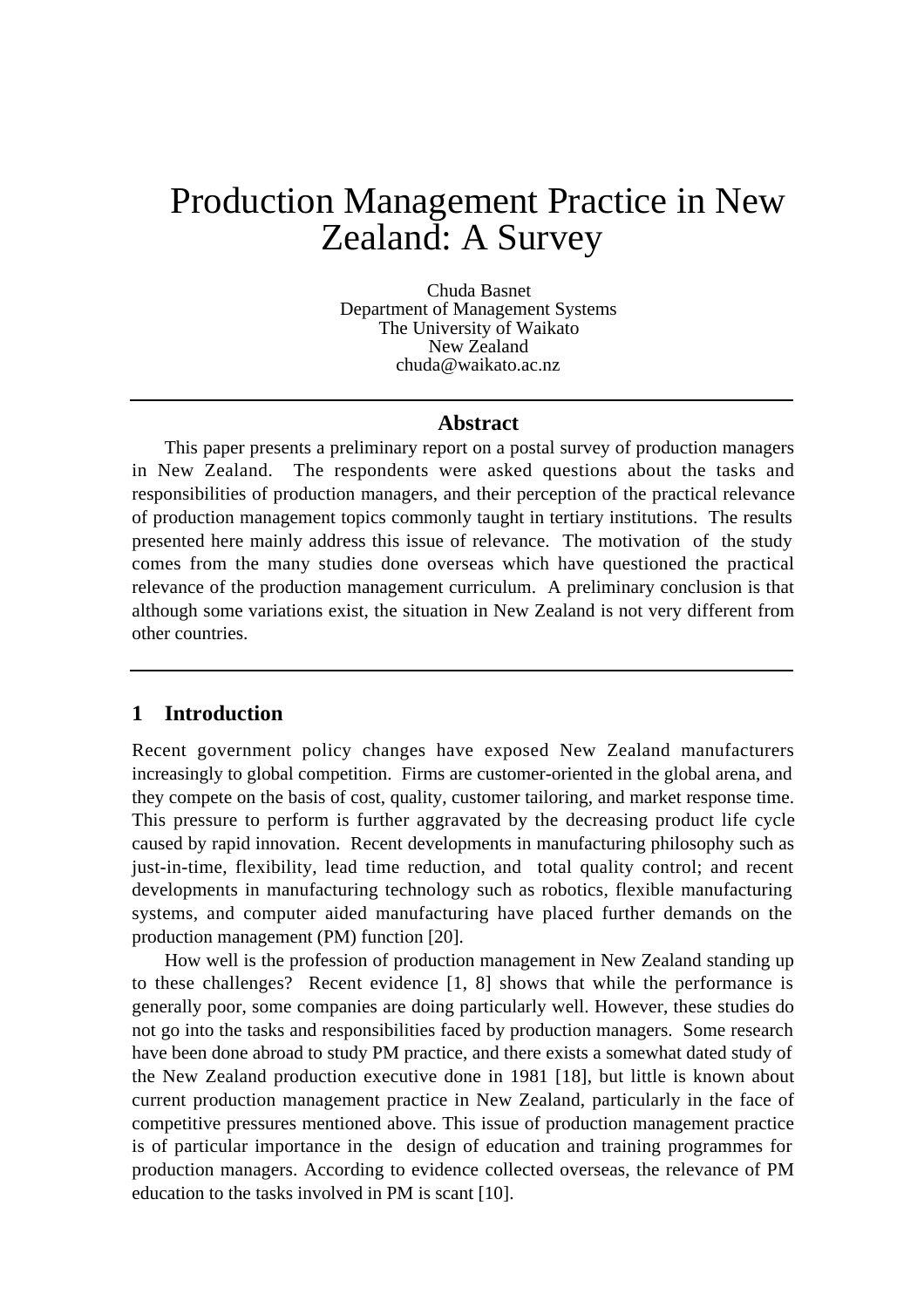# Production Management Practice in New Zealand: A Survey

Chuda Basnet
Department of Management Systems
The University of Waikato
New Zealand
chuda@waikato.ac.nz

## Abstract

This paper presents a preliminary report on a postal survey of production managers in New Zealand. The respondents were asked questions about the tasks and responsibilities of production managers, and their perception of the practical relevance of production management topics commonly taught in tertiary institutions. The results presented here mainly address this issue of relevance. The motivation of the study comes from the many studies done overseas which have questioned the practical relevance of the production management curriculum. A preliminary conclusion is that although some variations exist, the situation in New Zealand is not very different from other countries.

## 1 Introduction

Recent government policy changes have exposed New Zealand manufacturers increasingly to global competition. Firms are customer-oriented in the global arena, and they compete on the basis of cost, quality, customer tailoring, and market response time. This pressure to perform is further aggravated by the decreasing product life cycle caused by rapid innovation. Recent developments in manufacturing philosophy such as just-in-time, flexibility, lead time reduction, and total quality control; and recent developments in manufacturing technology such as robotics, flexible manufacturing systems, and computer aided manufacturing have placed further demands on the production management (PM) function [20].

How well is the profession of production management in New Zealand standing up to these challenges? Recent evidence [1, 8] shows that while the performance is generally poor, some companies are doing particularly well. However, these studies do not go into the tasks and responsibilities faced by production managers. Some research have been done abroad to study PM practice, and there exists a somewhat dated study of the New Zealand production executive done in 1981 [18], but little is known about current production management practice in New Zealand, particularly in the face of competitive pressures mentioned above. This issue of production management practice is of particular importance in the design of education and training programmes for production managers. According to evidence collected overseas, the relevance of PM education to the tasks involved in PM is scant [10].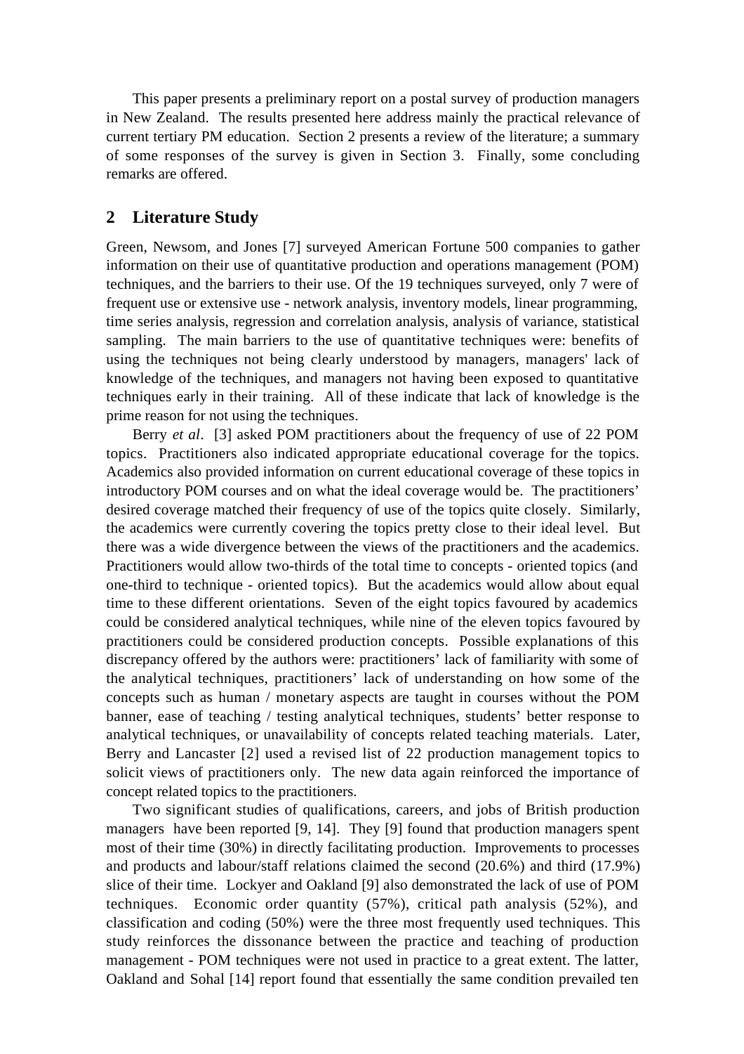This paper presents a preliminary report on a postal survey of production managers in New Zealand. The results presented here address mainly the practical relevance of current tertiary PM education. Section 2 presents a review of the literature; a summary of some responses of the survey is given in Section 3. Finally, some concluding remarks are offered.

## 2 Literature Study

Green, Newsom, and Jones [7] surveyed American Fortune 500 companies to gather information on their use of quantitative production and operations management (POM) techniques, and the barriers to their use. Of the 19 techniques surveyed, only 7 were of frequent use or extensive use - network analysis, inventory models, linear programming, time series analysis, regression and correlation analysis, analysis of variance, statistical sampling. The main barriers to the use of quantitative techniques were: benefits of using the techniques not being clearly understood by managers, managers' lack of knowledge of the techniques, and managers not having been exposed to quantitative techniques early in their training. All of these indicate that lack of knowledge is the prime reason for not using the techniques.

Berry *et al*. [3] asked POM practitioners about the frequency of use of 22 POM topics. Practitioners also indicated appropriate educational coverage for the topics. Academics also provided information on current educational coverage of these topics in introductory POM courses and on what the ideal coverage would be. The practitioners' desired coverage matched their frequency of use of the topics quite closely. Similarly, the academics were currently covering the topics pretty close to their ideal level. But there was a wide divergence between the views of the practitioners and the academics. Practitioners would allow two-thirds of the total time to concepts - oriented topics (and one-third to technique - oriented topics). But the academics would allow about equal time to these different orientations. Seven of the eight topics favoured by academics could be considered analytical techniques, while nine of the eleven topics favoured by practitioners could be considered production concepts. Possible explanations of this discrepancy offered by the authors were: practitioners' lack of familiarity with some of the analytical techniques, practitioners' lack of understanding on how some of the concepts such as human / monetary aspects are taught in courses without the POM banner, ease of teaching / testing analytical techniques, students' better response to analytical techniques, or unavailability of concepts related teaching materials. Later, Berry and Lancaster [2] used a revised list of 22 production management topics to solicit views of practitioners only. The new data again reinforced the importance of concept related topics to the practitioners.

Two significant studies of qualifications, careers, and jobs of British production managers have been reported [9, 14]. They [9] found that production managers spent most of their time (30%) in directly facilitating production. Improvements to processes and products and labour/staff relations claimed the second (20.6%) and third (17.9%) slice of their time. Lockyer and Oakland [9] also demonstrated the lack of use of POM techniques. Economic order quantity (57%), critical path analysis (52%), and classification and coding (50%) were the three most frequently used techniques. This study reinforces the dissonance between the practice and teaching of production management - POM techniques were not used in practice to a great extent. The latter, Oakland and Sohal [14] report found that essentially the same condition prevailed ten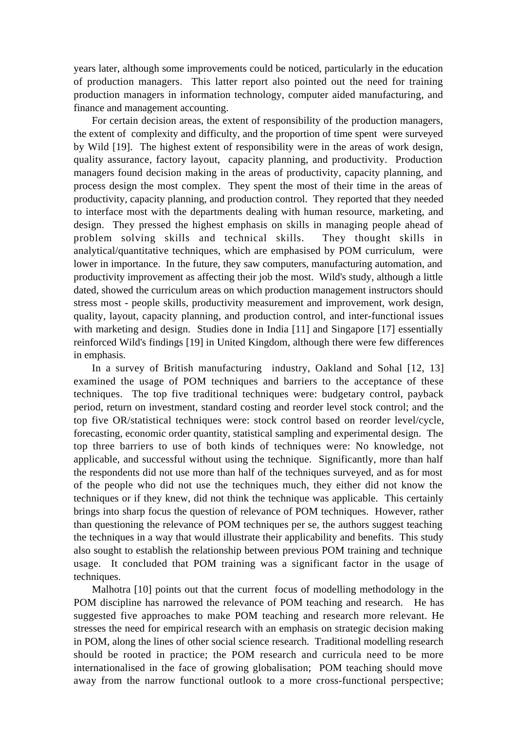years later, although some improvements could be noticed, particularly in the education of production managers. This latter report also pointed out the need for training production managers in information technology, computer aided manufacturing, and finance and management accounting.

For certain decision areas, the extent of responsibility of the production managers, the extent of complexity and difficulty, and the proportion of time spent were surveyed by Wild [19]. The highest extent of responsibility were in the areas of work design, quality assurance, factory layout, capacity planning, and productivity. Production managers found decision making in the areas of productivity, capacity planning, and process design the most complex. They spent the most of their time in the areas of productivity, capacity planning, and production control. They reported that they needed to interface most with the departments dealing with human resource, marketing, and design. They pressed the highest emphasis on skills in managing people ahead of problem solving skills and technical skills. They thought skills in analytical/quantitative techniques, which are emphasised by POM curriculum, were lower in importance. In the future, they saw computers, manufacturing automation, and productivity improvement as affecting their job the most. Wild's study, although a little dated, showed the curriculum areas on which production management instructors should stress most - people skills, productivity measurement and improvement, work design, quality, layout, capacity planning, and production control, and inter-functional issues with marketing and design. Studies done in India [11] and Singapore [17] essentially reinforced Wild's findings [19] in United Kingdom, although there were few differences in emphasis.

In a survey of British manufacturing industry, Oakland and Sohal [12, 13] examined the usage of POM techniques and barriers to the acceptance of these techniques. The top five traditional techniques were: budgetary control, payback period, return on investment, standard costing and reorder level stock control; and the top five OR/statistical techniques were: stock control based on reorder level/cycle, forecasting, economic order quantity, statistical sampling and experimental design. The top three barriers to use of both kinds of techniques were: No knowledge, not applicable, and successful without using the technique. Significantly, more than half the respondents did not use more than half of the techniques surveyed, and as for most of the people who did not use the techniques much, they either did not know the techniques or if they knew, did not think the technique was applicable. This certainly brings into sharp focus the question of relevance of POM techniques. However, rather than questioning the relevance of POM techniques per se, the authors suggest teaching the techniques in a way that would illustrate their applicability and benefits. This study also sought to establish the relationship between previous POM training and technique usage. It concluded that POM training was a significant factor in the usage of techniques.

Malhotra [10] points out that the current focus of modelling methodology in the POM discipline has narrowed the relevance of POM teaching and research. He has suggested five approaches to make POM teaching and research more relevant. He stresses the need for empirical research with an emphasis on strategic decision making in POM, along the lines of other social science research. Traditional modelling research should be rooted in practice; the POM research and curricula need to be more internationalised in the face of growing globalisation; POM teaching should move away from the narrow functional outlook to a more cross-functional perspective;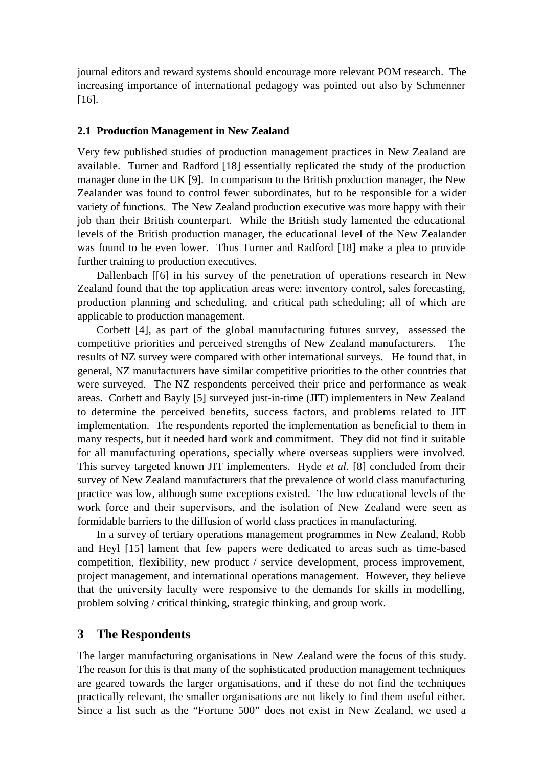journal editors and reward systems should encourage more relevant POM research. The increasing importance of international pedagogy was pointed out also by Schmenner [16].

### 2.1 Production Management in New Zealand

Very few published studies of production management practices in New Zealand are available. Turner and Radford [18] essentially replicated the study of the production manager done in the UK [9]. In comparison to the British production manager, the New Zealander was found to control fewer subordinates, but to be responsible for a wider variety of functions. The New Zealand production executive was more happy with their job than their British counterpart. While the British study lamented the educational levels of the British production manager, the educational level of the New Zealander was found to be even lower. Thus Turner and Radford [18] make a plea to provide further training to production executives.

Dallenbach [[6] in his survey of the penetration of operations research in New Zealand found that the top application areas were: inventory control, sales forecasting, production planning and scheduling, and critical path scheduling; all of which are applicable to production management.

Corbett [4], as part of the global manufacturing futures survey, assessed the competitive priorities and perceived strengths of New Zealand manufacturers. The results of NZ survey were compared with other international surveys. He found that, in general, NZ manufacturers have similar competitive priorities to the other countries that were surveyed. The NZ respondents perceived their price and performance as weak areas. Corbett and Bayly [5] surveyed just-in-time (JIT) implementers in New Zealand to determine the perceived benefits, success factors, and problems related to JIT implementation. The respondents reported the implementation as beneficial to them in many respects, but it needed hard work and commitment. They did not find it suitable for all manufacturing operations, specially where overseas suppliers were involved. This survey targeted known JIT implementers. Hyde *et al*. [8] concluded from their survey of New Zealand manufacturers that the prevalence of world class manufacturing practice was low, although some exceptions existed. The low educational levels of the work force and their supervisors, and the isolation of New Zealand were seen as formidable barriers to the diffusion of world class practices in manufacturing.

In a survey of tertiary operations management programmes in New Zealand, Robb and Heyl [15] lament that few papers were dedicated to areas such as time-based competition, flexibility, new product / service development, process improvement, project management, and international operations management. However, they believe that the university faculty were responsive to the demands for skills in modelling, problem solving / critical thinking, strategic thinking, and group work.

## 3 The Respondents

The larger manufacturing organisations in New Zealand were the focus of this study. The reason for this is that many of the sophisticated production management techniques are geared towards the larger organisations, and if these do not find the techniques practically relevant, the smaller organisations are not likely to find them useful either. Since a list such as the "Fortune 500" does not exist in New Zealand, we used a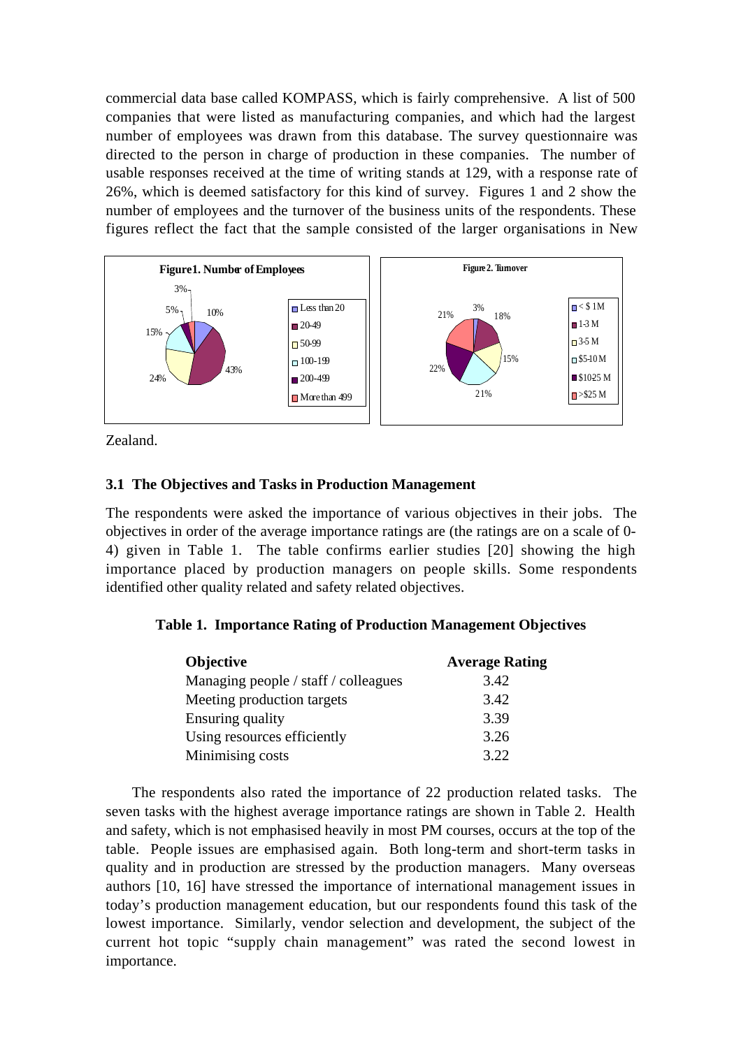commercial data base called KOMPASS, which is fairly comprehensive. A list of 500 companies that were listed as manufacturing companies, and which had the largest number of employees was drawn from this database. The survey questionnaire was directed to the person in charge of production in these companies. The number of usable responses received at the time of writing stands at 129, with a response rate of 26%, which is deemed satisfactory for this kind of survey. Figures 1 and 2 show the number of employees and the turnover of the business units of the respondents. These figures reflect the fact that the sample consisted of the larger organisations in New Zealand.

**Figure 1. Number of Employees**

**Figure 2. Turnover**

### 3.1 The Objectives and Tasks in Production Management

The respondents were asked the importance of various objectives in their jobs. The objectives in order of the average importance ratings are (the ratings are on a scale of 0-4) given in Table 1. The table confirms earlier studies [20] showing the high importance placed by production managers on people skills. Some respondents identified other quality related and safety related objectives.

**Table 1. Importance Rating of Production Management Objectives**

| Objective | Average Rating |
|---|---|
| Managing people / staff / colleagues | 3.42 |
| Meeting production targets | 3.42 |
| Ensuring quality | 3.39 |
| Using resources efficiently | 3.26 |
| Minimising costs | 3.22 |

The respondents also rated the importance of 22 production related tasks. The seven tasks with the highest average importance ratings are shown in Table 2. Health and safety, which is not emphasised heavily in most PM courses, occurs at the top of the table. People issues are emphasised again. Both long-term and short-term tasks in quality and in production are stressed by the production managers. Many overseas authors [10, 16] have stressed the importance of international management issues in today's production management education, but our respondents found this task of the lowest importance. Similarly, vendor selection and development, the subject of the current hot topic "supply chain management" was rated the second lowest in importance.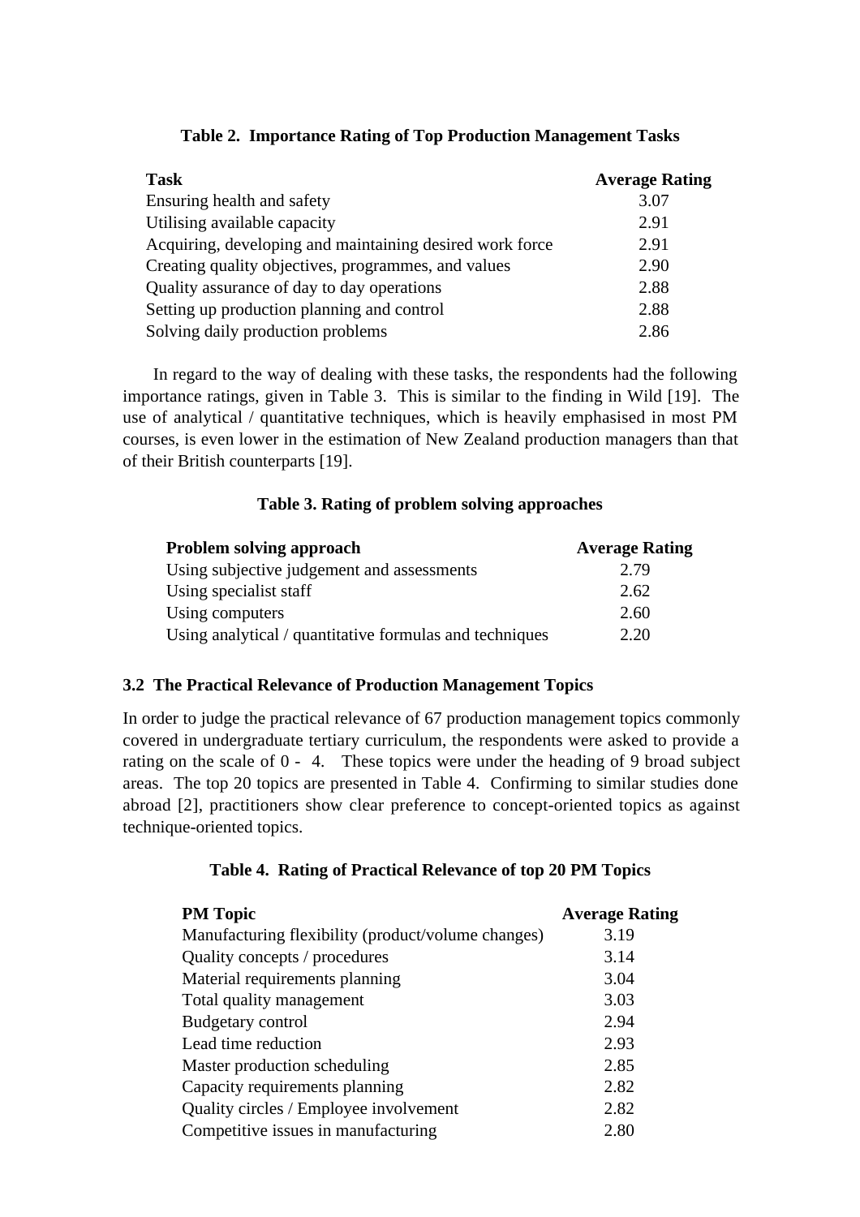**Table 2. Importance Rating of Top Production Management Tasks**

| Task | Average Rating |
| --- | --- |
| Ensuring health and safety | 3.07 |
| Utilising available capacity | 2.91 |
| Acquiring, developing and maintaining desired work force | 2.91 |
| Creating quality objectives, programmes, and values | 2.90 |
| Quality assurance of day to day operations | 2.88 |
| Setting up production planning and control | 2.88 |
| Solving daily production problems | 2.86 |

In regard to the way of dealing with these tasks, the respondents had the following importance ratings, given in Table 3. This is similar to the finding in Wild [19]. The use of analytical / quantitative techniques, which is heavily emphasised in most PM courses, is even lower in the estimation of New Zealand production managers than that of their British counterparts [19].

**Table 3. Rating of problem solving approaches**

| Problem solving approach | Average Rating |
| --- | --- |
| Using subjective judgement and assessments | 2.79 |
| Using specialist staff | 2.62 |
| Using computers | 2.60 |
| Using analytical / quantitative formulas and techniques | 2.20 |

### 3.2 The Practical Relevance of Production Management Topics

In order to judge the practical relevance of 67 production management topics commonly covered in undergraduate tertiary curriculum, the respondents were asked to provide a rating on the scale of 0 - 4. These topics were under the heading of 9 broad subject areas. The top 20 topics are presented in Table 4. Confirming to similar studies done abroad [2], practitioners show clear preference to concept-oriented topics as against technique-oriented topics.

**Table 4. Rating of Practical Relevance of top 20 PM Topics**

| PM Topic | Average Rating |
| --- | --- |
| Manufacturing flexibility (product/volume changes) | 3.19 |
| Quality concepts / procedures | 3.14 |
| Material requirements planning | 3.04 |
| Total quality management | 3.03 |
| Budgetary control | 2.94 |
| Lead time reduction | 2.93 |
| Master production scheduling | 2.85 |
| Capacity requirements planning | 2.82 |
| Quality circles / Employee involvement | 2.82 |
| Competitive issues in manufacturing | 2.80 |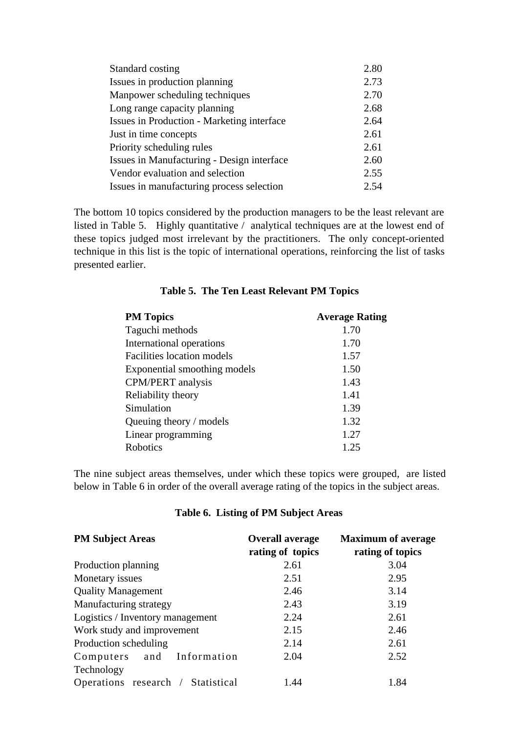| | |
|---|---|
| Standard costing | 2.80 |
| Issues in production planning | 2.73 |
| Manpower scheduling techniques | 2.70 |
| Long range capacity planning | 2.68 |
| Issues in Production - Marketing interface | 2.64 |
| Just in time concepts | 2.61 |
| Priority scheduling rules | 2.61 |
| Issues in Manufacturing - Design interface | 2.60 |
| Vendor evaluation and selection | 2.55 |
| Issues in manufacturing process selection | 2.54 |

The bottom 10 topics considered by the production managers to be the least relevant are listed in Table 5. Highly quantitative / analytical techniques are at the lowest end of these topics judged most irrelevant by the practitioners. The only concept-oriented technique in this list is the topic of international operations, reinforcing the list of tasks presented earlier.

**Table 5. The Ten Least Relevant PM Topics**

| PM Topics | Average Rating |
|---|---|
| Taguchi methods | 1.70 |
| International operations | 1.70 |
| Facilities location models | 1.57 |
| Exponential smoothing models | 1.50 |
| CPM/PERT analysis | 1.43 |
| Reliability theory | 1.41 |
| Simulation | 1.39 |
| Queuing theory / models | 1.32 |
| Linear programming | 1.27 |
| Robotics | 1.25 |

The nine subject areas themselves, under which these topics were grouped, are listed below in Table 6 in order of the overall average rating of the topics in the subject areas.

**Table 6. Listing of PM Subject Areas**

| PM Subject Areas | Overall average rating of topics | Maximum of average rating of topics |
|---|---|---|
| Production planning | 2.61 | 3.04 |
| Monetary issues | 2.51 | 2.95 |
| Quality Management | 2.46 | 3.14 |
| Manufacturing strategy | 2.43 | 3.19 |
| Logistics / Inventory management | 2.24 | 2.61 |
| Work study and improvement | 2.15 | 2.46 |
| Production scheduling | 2.14 | 2.61 |
| Computers and Information Technology | 2.04 | 2.52 |
| Operations research / Statistical | 1.44 | 1.84 |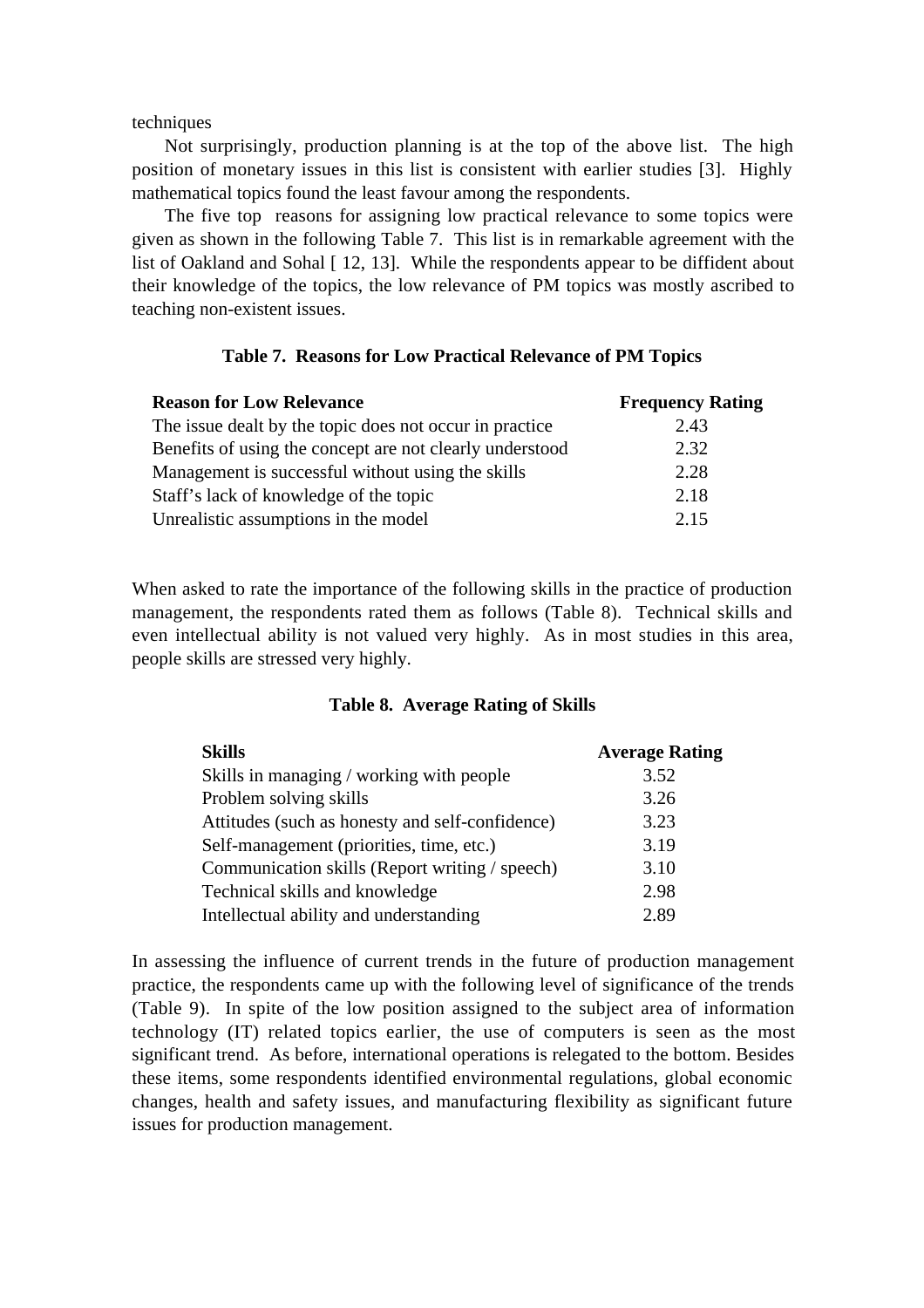techniques

Not surprisingly, production planning is at the top of the above list. The high position of monetary issues in this list is consistent with earlier studies [3]. Highly mathematical topics found the least favour among the respondents.

The five top reasons for assigning low practical relevance to some topics were given as shown in the following Table 7. This list is in remarkable agreement with the list of Oakland and Sohal [ 12, 13]. While the respondents appear to be diffident about their knowledge of the topics, the low relevance of PM topics was mostly ascribed to teaching non-existent issues.

**Table 7. Reasons for Low Practical Relevance of PM Topics**

| Reason for Low Relevance | Frequency Rating |
|---|---|
| The issue dealt by the topic does not occur in practice | 2.43 |
| Benefits of using the concept are not clearly understood | 2.32 |
| Management is successful without using the skills | 2.28 |
| Staff's lack of knowledge of the topic | 2.18 |
| Unrealistic assumptions in the model | 2.15 |

When asked to rate the importance of the following skills in the practice of production management, the respondents rated them as follows (Table 8). Technical skills and even intellectual ability is not valued very highly. As in most studies in this area, people skills are stressed very highly.

**Table 8. Average Rating of Skills**

| Skills | Average Rating |
|---|---|
| Skills in managing / working with people | 3.52 |
| Problem solving skills | 3.26 |
| Attitudes (such as honesty and self-confidence) | 3.23 |
| Self-management (priorities, time, etc.) | 3.19 |
| Communication skills (Report writing / speech) | 3.10 |
| Technical skills and knowledge | 2.98 |
| Intellectual ability and understanding | 2.89 |

In assessing the influence of current trends in the future of production management practice, the respondents came up with the following level of significance of the trends (Table 9). In spite of the low position assigned to the subject area of information technology (IT) related topics earlier, the use of computers is seen as the most significant trend. As before, international operations is relegated to the bottom. Besides these items, some respondents identified environmental regulations, global economic changes, health and safety issues, and manufacturing flexibility as significant future issues for production management.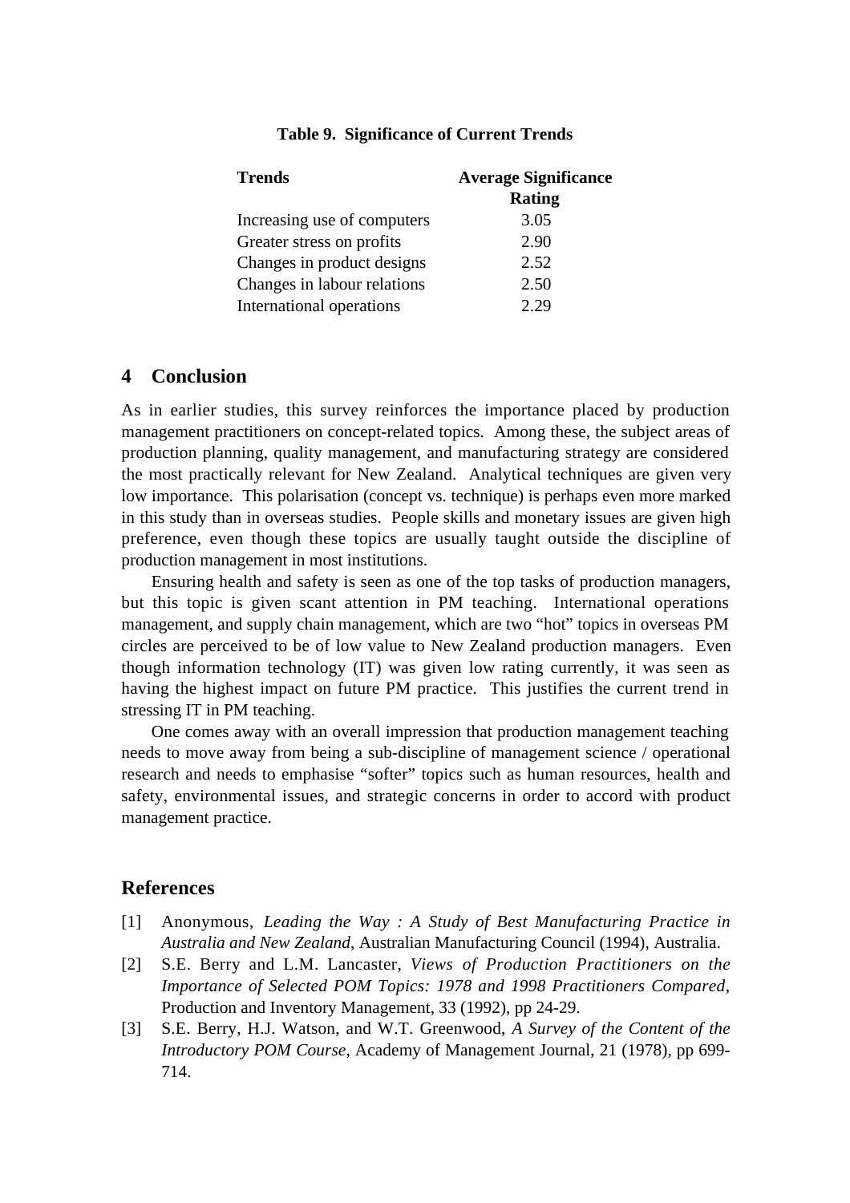**Table 9. Significance of Current Trends**

| Trends | Average Significance Rating |
| --- | --- |
| Increasing use of computers | 3.05 |
| Greater stress on profits | 2.90 |
| Changes in product designs | 2.52 |
| Changes in labour relations | 2.50 |
| International operations | 2.29 |

## 4 Conclusion

As in earlier studies, this survey reinforces the importance placed by production management practitioners on concept-related topics. Among these, the subject areas of production planning, quality management, and manufacturing strategy are considered the most practically relevant for New Zealand. Analytical techniques are given very low importance. This polarisation (concept vs. technique) is perhaps even more marked in this study than in overseas studies. People skills and monetary issues are given high preference, even though these topics are usually taught outside the discipline of production management in most institutions.

Ensuring health and safety is seen as one of the top tasks of production managers, but this topic is given scant attention in PM teaching. International operations management, and supply chain management, which are two "hot" topics in overseas PM circles are perceived to be of low value to New Zealand production managers. Even though information technology (IT) was given low rating currently, it was seen as having the highest impact on future PM practice. This justifies the current trend in stressing IT in PM teaching.

One comes away with an overall impression that production management teaching needs to move away from being a sub-discipline of management science / operational research and needs to emphasise "softer" topics such as human resources, health and safety, environmental issues, and strategic concerns in order to accord with product management practice.

## References

[1] Anonymous, *Leading the Way : A Study of Best Manufacturing Practice in Australia and New Zealand*, Australian Manufacturing Council (1994), Australia.

[2] S.E. Berry and L.M. Lancaster, *Views of Production Practitioners on the Importance of Selected POM Topics: 1978 and 1998 Practitioners Compared*, Production and Inventory Management, 33 (1992), pp 24-29.

[3] S.E. Berry, H.J. Watson, and W.T. Greenwood, *A Survey of the Content of the Introductory POM Course*, Academy of Management Journal, 21 (1978), pp 699-714.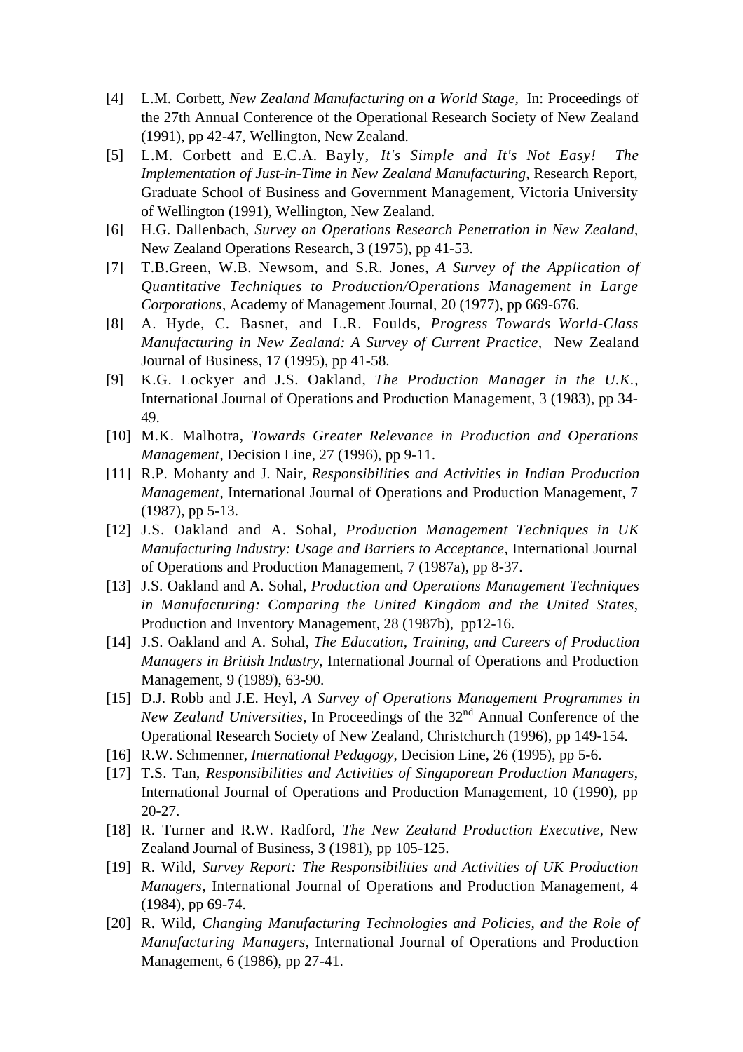[4] L.M. Corbett, *New Zealand Manufacturing on a World Stage,* In: Proceedings of the 27th Annual Conference of the Operational Research Society of New Zealand (1991), pp 42-47, Wellington, New Zealand.

[5] L.M. Corbett and E.C.A. Bayly, *It's Simple and It's Not Easy! The Implementation of Just-in-Time in New Zealand Manufacturing*, Research Report, Graduate School of Business and Government Management, Victoria University of Wellington (1991), Wellington, New Zealand.

[6] H.G. Dallenbach, *Survey on Operations Research Penetration in New Zealand*, New Zealand Operations Research, 3 (1975), pp 41-53.

[7] T.B.Green, W.B. Newsom, and S.R. Jones, *A Survey of the Application of Quantitative Techniques to Production/Operations Management in Large Corporations*, Academy of Management Journal, 20 (1977), pp 669-676.

[8] A. Hyde, C. Basnet, and L.R. Foulds, *Progress Towards World-Class Manufacturing in New Zealand: A Survey of Current Practice*, New Zealand Journal of Business, 17 (1995), pp 41-58.

[9] K.G. Lockyer and J.S. Oakland, *The Production Manager in the U.K.*, International Journal of Operations and Production Management, 3 (1983), pp 34-49.

[10] M.K. Malhotra, *Towards Greater Relevance in Production and Operations Management*, Decision Line, 27 (1996), pp 9-11.

[11] R.P. Mohanty and J. Nair, *Responsibilities and Activities in Indian Production Management*, International Journal of Operations and Production Management, 7 (1987), pp 5-13.

[12] J.S. Oakland and A. Sohal, *Production Management Techniques in UK Manufacturing Industry: Usage and Barriers to Acceptance*, International Journal of Operations and Production Management, 7 (1987a), pp 8-37.

[13] J.S. Oakland and A. Sohal, *Production and Operations Management Techniques in Manufacturing: Comparing the United Kingdom and the United States*, Production and Inventory Management, 28 (1987b), pp12-16.

[14] J.S. Oakland and A. Sohal, *The Education, Training, and Careers of Production Managers in British Industry*, International Journal of Operations and Production Management, 9 (1989), 63-90.

[15] D.J. Robb and J.E. Heyl, *A Survey of Operations Management Programmes in New Zealand Universities*, In Proceedings of the 32nd Annual Conference of the Operational Research Society of New Zealand, Christchurch (1996), pp 149-154.

[16] R.W. Schmenner, *International Pedagogy*, Decision Line, 26 (1995), pp 5-6.

[17] T.S. Tan, *Responsibilities and Activities of Singaporean Production Managers*, International Journal of Operations and Production Management, 10 (1990), pp 20-27.

[18] R. Turner and R.W. Radford, *The New Zealand Production Executive*, New Zealand Journal of Business, 3 (1981), pp 105-125.

[19] R. Wild, *Survey Report: The Responsibilities and Activities of UK Production Managers*, International Journal of Operations and Production Management, 4 (1984), pp 69-74.

[20] R. Wild, *Changing Manufacturing Technologies and Policies, and the Role of Manufacturing Managers*, International Journal of Operations and Production Management, 6 (1986), pp 27-41.